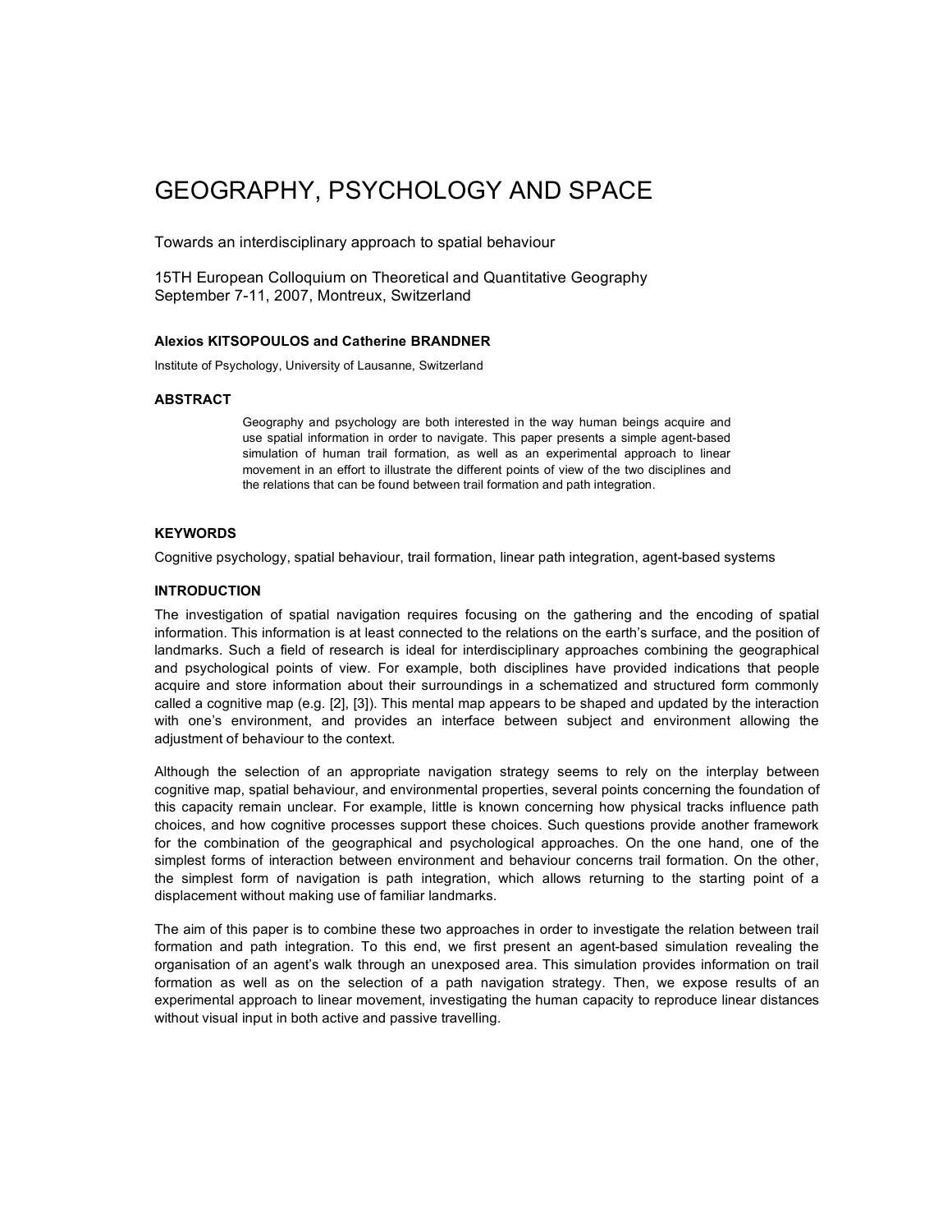# GEOGRAPHY, PSYCHOLOGY AND SPACE

Towards an interdisciplinary approach to spatial behaviour

15TH European Colloquium on Theoretical and Quantitative Geography
September 7-11, 2007, Montreux, Switzerland

**Alexios KITSOPOULOS and Catherine BRANDNER**

Institute of Psychology, University of Lausanne, Switzerland

## ABSTRACT

Geography and psychology are both interested in the way human beings acquire and use spatial information in order to navigate. This paper presents a simple agent-based simulation of human trail formation, as well as an experimental approach to linear movement in an effort to illustrate the different points of view of the two disciplines and the relations that can be found between trail formation and path integration.

## KEYWORDS

Cognitive psychology, spatial behaviour, trail formation, linear path integration, agent-based systems

## INTRODUCTION

The investigation of spatial navigation requires focusing on the gathering and the encoding of spatial information. This information is at least connected to the relations on the earth's surface, and the position of landmarks. Such a field of research is ideal for interdisciplinary approaches combining the geographical and psychological points of view. For example, both disciplines have provided indications that people acquire and store information about their surroundings in a schematized and structured form commonly called a cognitive map (e.g. [2], [3]). This mental map appears to be shaped and updated by the interaction with one's environment, and provides an interface between subject and environment allowing the adjustment of behaviour to the context.

Although the selection of an appropriate navigation strategy seems to rely on the interplay between cognitive map, spatial behaviour, and environmental properties, several points concerning the foundation of this capacity remain unclear. For example, little is known concerning how physical tracks influence path choices, and how cognitive processes support these choices. Such questions provide another framework for the combination of the geographical and psychological approaches. On the one hand, one of the simplest forms of interaction between environment and behaviour concerns trail formation. On the other, the simplest form of navigation is path integration, which allows returning to the starting point of a displacement without making use of familiar landmarks.

The aim of this paper is to combine these two approaches in order to investigate the relation between trail formation and path integration. To this end, we first present an agent-based simulation revealing the organisation of an agent's walk through an unexposed area. This simulation provides information on trail formation as well as on the selection of a path navigation strategy. Then, we expose results of an experimental approach to linear movement, investigating the human capacity to reproduce linear distances without visual input in both active and passive travelling.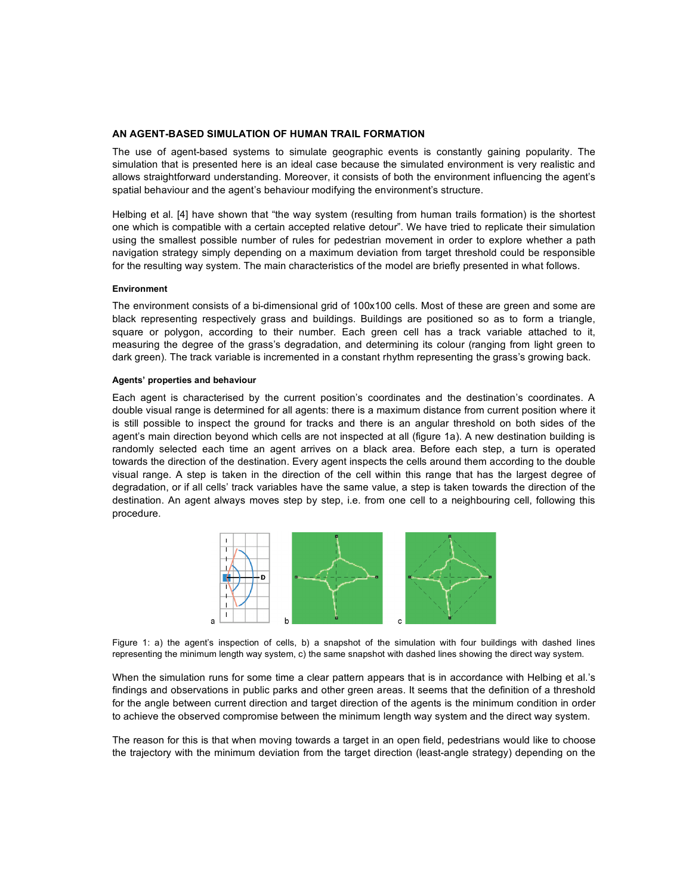## AN AGENT-BASED SIMULATION OF HUMAN TRAIL FORMATION

The use of agent-based systems to simulate geographic events is constantly gaining popularity. The simulation that is presented here is an ideal case because the simulated environment is very realistic and allows straightforward understanding. Moreover, it consists of both the environment influencing the agent's spatial behaviour and the agent's behaviour modifying the environment's structure.

Helbing et al. [4] have shown that "the way system (resulting from human trails formation) is the shortest one which is compatible with a certain accepted relative detour". We have tried to replicate their simulation using the smallest possible number of rules for pedestrian movement in order to explore whether a path navigation strategy simply depending on a maximum deviation from target threshold could be responsible for the resulting way system. The main characteristics of the model are briefly presented in what follows.

#### Environment

The environment consists of a bi-dimensional grid of 100x100 cells. Most of these are green and some are black representing respectively grass and buildings. Buildings are positioned so as to form a triangle, square or polygon, according to their number. Each green cell has a track variable attached to it, measuring the degree of the grass's degradation, and determining its colour (ranging from light green to dark green). The track variable is incremented in a constant rhythm representing the grass's growing back.

#### Agents' properties and behaviour

Each agent is characterised by the current position's coordinates and the destination's coordinates. A double visual range is determined for all agents: there is a maximum distance from current position where it is still possible to inspect the ground for tracks and there is an angular threshold on both sides of the agent's main direction beyond which cells are not inspected at all (figure 1a). A new destination building is randomly selected each time an agent arrives on a black area. Before each step, a turn is operated towards the direction of the destination. Every agent inspects the cells around them according to the double visual range. A step is taken in the direction of the cell within this range that has the largest degree of degradation, or if all cells' track variables have the same value, a step is taken towards the direction of the destination. An agent always moves step by step, i.e. from one cell to a neighbouring cell, following this procedure.

Figure 1: a) the agent's inspection of cells, b) a snapshot of the simulation with four buildings with dashed lines representing the minimum length way system, c) the same snapshot with dashed lines showing the direct way system.

When the simulation runs for some time a clear pattern appears that is in accordance with Helbing et al.'s findings and observations in public parks and other green areas. It seems that the definition of a threshold for the angle between current direction and target direction of the agents is the minimum condition in order to achieve the observed compromise between the minimum length way system and the direct way system.

The reason for this is that when moving towards a target in an open field, pedestrians would like to choose the trajectory with the minimum deviation from the target direction (least-angle strategy) depending on the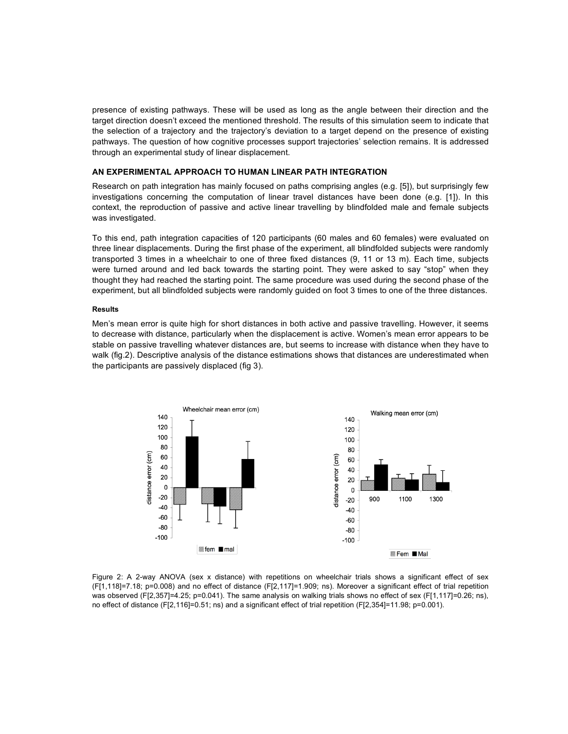presence of existing pathways. These will be used as long as the angle between their direction and the target direction doesn't exceed the mentioned threshold. The results of this simulation seem to indicate that the selection of a trajectory and the trajectory's deviation to a target depend on the presence of existing pathways. The question of how cognitive processes support trajectories' selection remains. It is addressed through an experimental study of linear displacement.

## AN EXPERIMENTAL APPROACH TO HUMAN LINEAR PATH INTEGRATION

Research on path integration has mainly focused on paths comprising angles (e.g. [5]), but surprisingly few investigations concerning the computation of linear travel distances have been done (e.g. [1]). In this context, the reproduction of passive and active linear travelling by blindfolded male and female subjects was investigated.

To this end, path integration capacities of 120 participants (60 males and 60 females) were evaluated on three linear displacements. During the first phase of the experiment, all blindfolded subjects were randomly transported 3 times in a wheelchair to one of three fixed distances (9, 11 or 13 m). Each time, subjects were turned around and led back towards the starting point. They were asked to say "stop" when they thought they had reached the starting point. The same procedure was used during the second phase of the experiment, but all blindfolded subjects were randomly guided on foot 3 times to one of the three distances.

#### Results

Men's mean error is quite high for short distances in both active and passive travelling. However, it seems to decrease with distance, particularly when the displacement is active. Women's mean error appears to be stable on passive travelling whatever distances are, but seems to increase with distance when they have to walk (fig.2). Descriptive analysis of the distance estimations shows that distances are underestimated when the participants are passively displaced (fig 3).

Figure 2: A 2-way ANOVA (sex x distance) with repetitions on wheelchair trials shows a significant effect of sex ($F[1,118]=7.18$; $p=0.008$) and no effect of distance ($F[2,117]=1.909$; ns). Moreover a significant effect of trial repetition was observed ($F[2,357]=4.25$; $p=0.041$). The same analysis on walking trials shows no effect of sex ($F[1,117]=0.26$; ns), no effect of distance ($F[2,116]=0.51$; ns) and a significant effect of trial repetition ($F[2,354]=11.98$; $p=0.001$).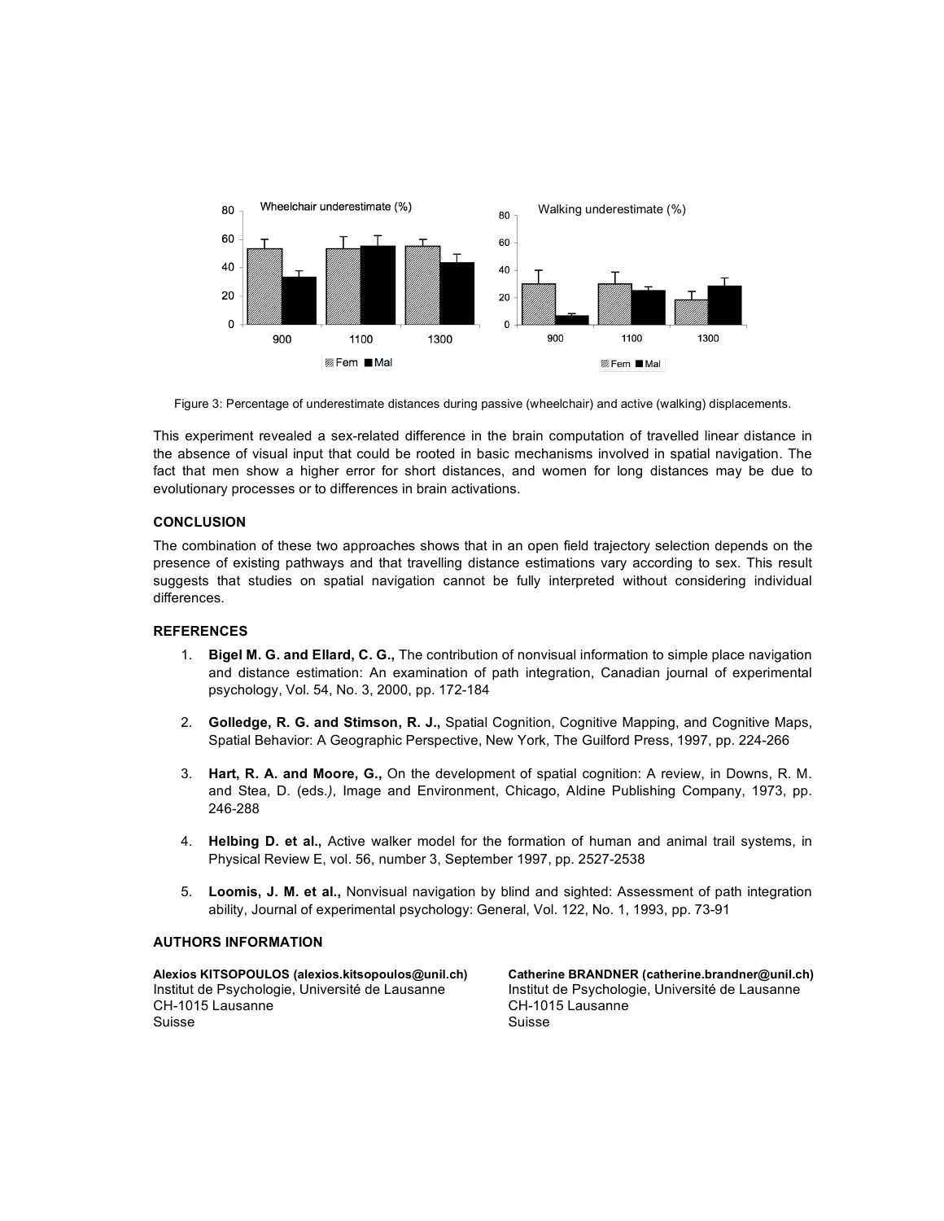Wheelchair underestimate (%)

80
60
40
20
0

900 1100 1300

Fem Mal

Walking underestimate (%)

80
60
40
20
0

900 1100 1300

Fem Mal

Figure 3: Percentage of underestimate distances during passive (wheelchair) and active (walking) displacements.

This experiment revealed a sex-related difference in the brain computation of travelled linear distance in the absence of visual input that could be rooted in basic mechanisms involved in spatial navigation. The fact that men show a higher error for short distances, and women for long distances may be due to evolutionary processes or to differences in brain activations.

## CONCLUSION

The combination of these two approaches shows that in an open field trajectory selection depends on the presence of existing pathways and that travelling distance estimations vary according to sex. This result suggests that studies on spatial navigation cannot be fully interpreted without considering individual differences.

## REFERENCES

1. **Bigel M. G. and Ellard, C. G.,** The contribution of nonvisual information to simple place navigation and distance estimation: An examination of path integration, Canadian journal of experimental psychology, Vol. 54, No. 3, 2000, pp. 172-184
2. **Golledge, R. G. and Stimson, R. J.,** Spatial Cognition, Cognitive Mapping, and Cognitive Maps, Spatial Behavior: A Geographic Perspective, New York, The Guilford Press, 1997, pp. 224-266
3. **Hart, R. A. and Moore, G.,** On the development of spatial cognition: A review, in Downs, R. M. and Stea, D. (eds.*)*, Image and Environment, Chicago, Aldine Publishing Company, 1973, pp. 246-288
4. **Helbing D. et al.,** Active walker model for the formation of human and animal trail systems, in Physical Review E, vol. 56, number 3, September 1997, pp. 2527-2538
5. **Loomis, J. M. et al.,** Nonvisual navigation by blind and sighted: Assessment of path integration ability, Journal of experimental psychology: General, Vol. 122, No. 1, 1993, pp. 73-91

## AUTHORS INFORMATION

**Alexios KITSOPOULOS (alexios.kitsopoulos@unil.ch)**
Institut de Psychologie, Université de Lausanne
CH-1015 Lausanne
Suisse

**Catherine BRANDNER (catherine.brandner@unil.ch)**
Institut de Psychologie, Université de Lausanne
CH-1015 Lausanne
Suisse